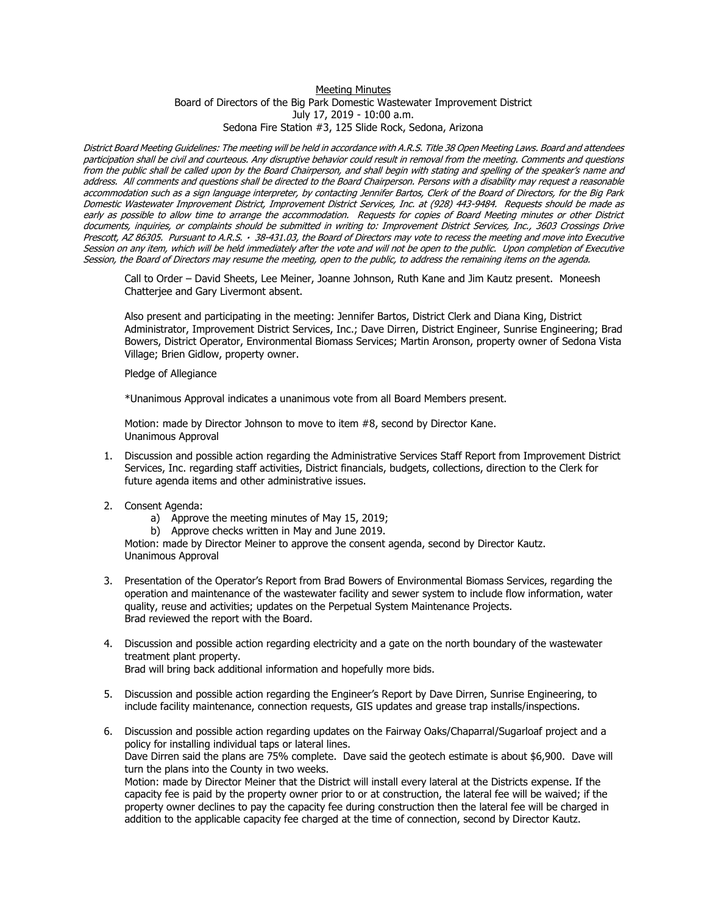Meeting Minutes

Board of Directors of the Big Park Domestic Wastewater Improvement District

July 17, 2019 - 10:00 a.m.

Sedona Fire Station #3, 125 Slide Rock, Sedona, Arizona

*District Board Meeting Guidelines: The meeting will be held in accordance with A.R.S. Title 38 Open Meeting Laws. Board and attendees participation shall be civil and courteous. Any disruptive behavior could result in removal from the meeting. Comments and questions from the public shall be called upon by the Board Chairperson, and shall begin with stating and spelling of the speaker's name and address. All comments and questions shall be directed to the Board Chairperson. Persons with a disability may request a reasonable accommodation such as a sign language interpreter, by contacting Jennifer Bartos, Clerk of the Board of Directors, for the Big Park Domestic Wastewater Improvement District, Improvement District Services, Inc. at (928) 443-9484. Requests should be made as early as possible to allow time to arrange the accommodation. Requests for copies of Board Meeting minutes or other District documents, inquiries, or complaints should be submitted in writing to: Improvement District Services, Inc., 3603 Crossings Drive Prescott, AZ 86305. Pursuant to A.R.S. · 38-431.03, the Board of Directors may vote to recess the meeting and move into Executive Session on any item, which will be held immediately after the vote and will not be open to the public. Upon completion of Executive Session, the Board of Directors may resume the meeting, open to the public, to address the remaining items on the agenda.*

Call to Order – David Sheets, Lee Meiner, Joanne Johnson, Ruth Kane and Jim Kautz present. Moneesh Chatterjee and Gary Livermont absent.

Also present and participating in the meeting: Jennifer Bartos, District Clerk and Diana King, District Administrator, Improvement District Services, Inc.; Dave Dirren, District Engineer, Sunrise Engineering; Brad Bowers, District Operator, Environmental Biomass Services; Martin Aronson, property owner of Sedona Vista Village; Brien Gidlow, property owner.

Pledge of Allegiance

*Unanimous Approval indicates a unanimous vote from all Board Members present.

Motion: made by Director Johnson to move to item #8, second by Director Kane.
Unanimous Approval

1. Discussion and possible action regarding the Administrative Services Staff Report from Improvement District Services, Inc. regarding staff activities, District financials, budgets, collections, direction to the Clerk for future agenda items and other administrative issues.

2. Consent Agenda:
   a) Approve the meeting minutes of May 15, 2019;
   b) Approve checks written in May and June 2019.

   Motion: made by Director Meiner to approve the consent agenda, second by Director Kautz.
   Unanimous Approval

3. Presentation of the Operator's Report from Brad Bowers of Environmental Biomass Services, regarding the operation and maintenance of the wastewater facility and sewer system to include flow information, water quality, reuse and activities; updates on the Perpetual System Maintenance Projects.
   Brad reviewed the report with the Board.

4. Discussion and possible action regarding electricity and a gate on the north boundary of the wastewater treatment plant property.
   Brad will bring back additional information and hopefully more bids.

5. Discussion and possible action regarding the Engineer's Report by Dave Dirren, Sunrise Engineering, to include facility maintenance, connection requests, GIS updates and grease trap installs/inspections.

6. Discussion and possible action regarding updates on the Fairway Oaks/Chaparral/Sugarloaf project and a policy for installing individual taps or lateral lines.
   Dave Dirren said the plans are 75% complete. Dave said the geotech estimate is about $6,900. Dave will turn the plans into the County in two weeks.
   Motion: made by Director Meiner that the District will install every lateral at the Districts expense. If the capacity fee is paid by the property owner prior to or at construction, the lateral fee will be waived; if the property owner declines to pay the capacity fee during construction then the lateral fee will be charged in addition to the applicable capacity fee charged at the time of connection, second by Director Kautz.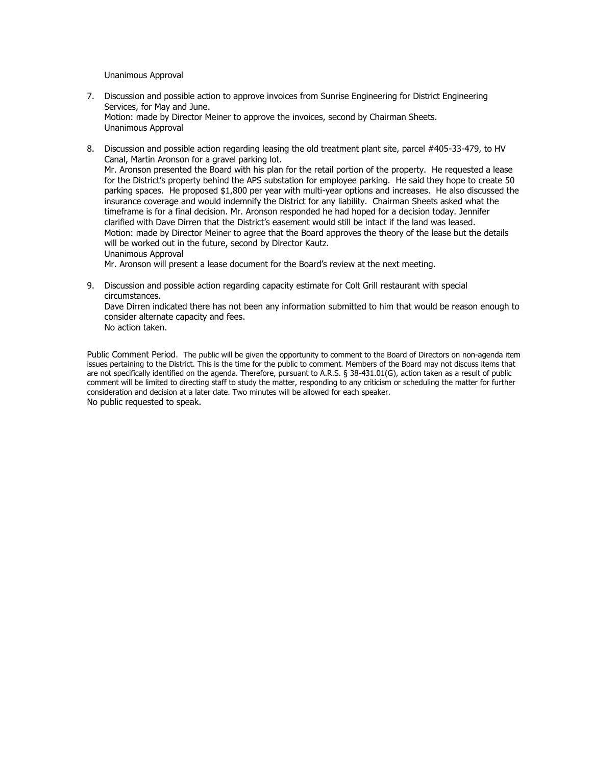Unanimous Approval

7. Discussion and possible action to approve invoices from Sunrise Engineering for District Engineering Services, for May and June.
   Motion: made by Director Meiner to approve the invoices, second by Chairman Sheets.
   Unanimous Approval

8. Discussion and possible action regarding leasing the old treatment plant site, parcel #405-33-479, to HV Canal, Martin Aronson for a gravel parking lot.
   Mr. Aronson presented the Board with his plan for the retail portion of the property. He requested a lease for the District's property behind the APS substation for employee parking. He said they hope to create 50 parking spaces. He proposed $1,800 per year with multi-year options and increases. He also discussed the insurance coverage and would indemnify the District for any liability. Chairman Sheets asked what the timeframe is for a final decision. Mr. Aronson responded he had hoped for a decision today. Jennifer clarified with Dave Dirren that the District's easement would still be intact if the land was leased.
   Motion: made by Director Meiner to agree that the Board approves the theory of the lease but the details will be worked out in the future, second by Director Kautz.
   Unanimous Approval
   Mr. Aronson will present a lease document for the Board's review at the next meeting.

9. Discussion and possible action regarding capacity estimate for Colt Grill restaurant with special circumstances.
   Dave Dirren indicated there has not been any information submitted to him that would be reason enough to consider alternate capacity and fees.
   No action taken.

Public Comment Period. The public will be given the opportunity to comment to the Board of Directors on non-agenda item issues pertaining to the District. This is the time for the public to comment. Members of the Board may not discuss items that are not specifically identified on the agenda. Therefore, pursuant to A.R.S. § 38-431.01(G), action taken as a result of public comment will be limited to directing staff to study the matter, responding to any criticism or scheduling the matter for further consideration and decision at a later date. Two minutes will be allowed for each speaker.
No public requested to speak.